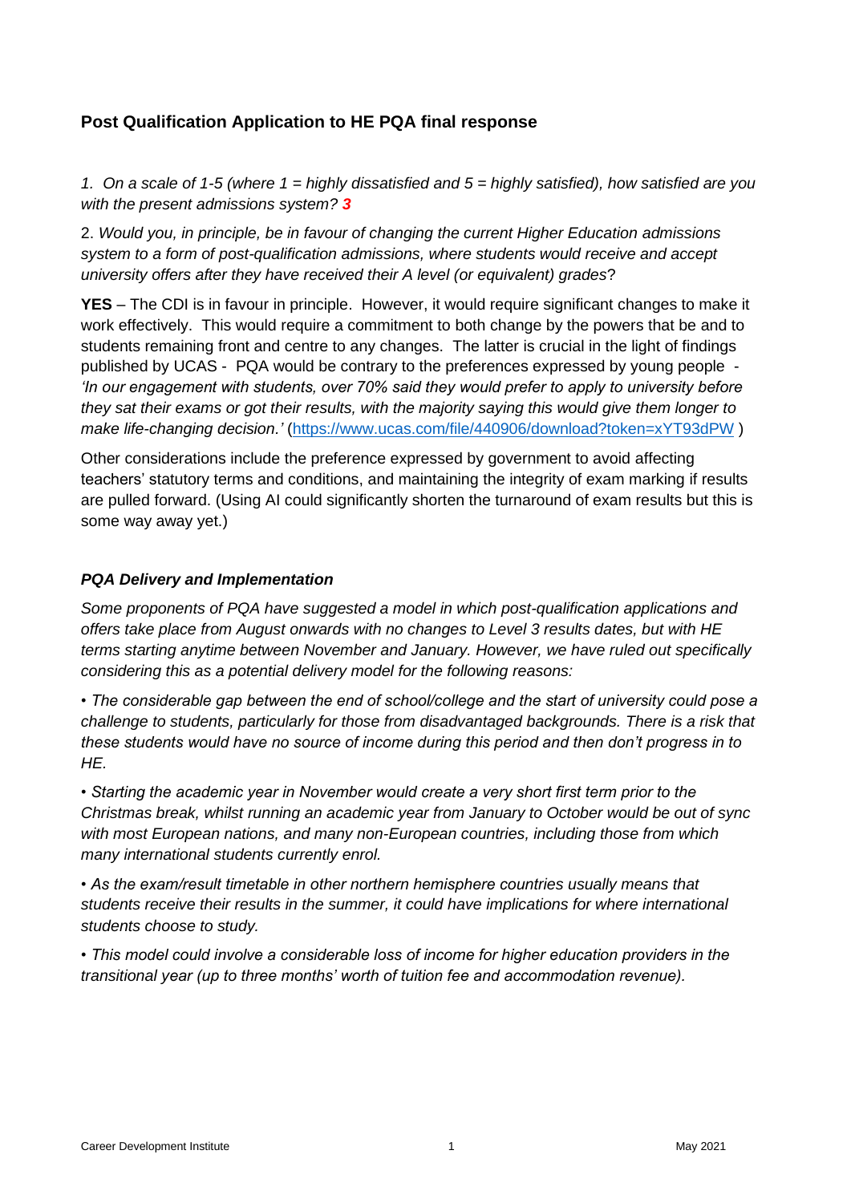## Post Qualification Application to HE PQA final response

*1. On a scale of 1-5 (where 1 = highly dissatisfied and 5 = highly satisfied), how satisfied are you with the present admissions system?* ***3***

2. *Would you, in principle, be in favour of changing the current Higher Education admissions system to a form of post-qualification admissions, where students would receive and accept university offers after they have received their A level (or equivalent) grades*?

**YES** – The CDI is in favour in principle. However, it would require significant changes to make it work effectively. This would require a commitment to both change by the powers that be and to students remaining front and centre to any changes. The latter is crucial in the light of findings published by UCAS - PQA would be contrary to the preferences expressed by young people - *'In our engagement with students, over 70% said they would prefer to apply to university before they sat their exams or got their results, with the majority saying this would give them longer to make life-changing decision.'* (https://www.ucas.com/file/440906/download?token=xYT93dPW )

Other considerations include the preference expressed by government to avoid affecting teachers' statutory terms and conditions, and maintaining the integrity of exam marking if results are pulled forward. (Using AI could significantly shorten the turnaround of exam results but this is some way away yet.)

### *PQA Delivery and Implementation*

*Some proponents of PQA have suggested a model in which post-qualification applications and offers take place from August onwards with no changes to Level 3 results dates, but with HE terms starting anytime between November and January. However, we have ruled out specifically considering this as a potential delivery model for the following reasons:*

- *The considerable gap between the end of school/college and the start of university could pose a challenge to students, particularly for those from disadvantaged backgrounds. There is a risk that these students would have no source of income during this period and then don't progress in to HE.*
- *Starting the academic year in November would create a very short first term prior to the Christmas break, whilst running an academic year from January to October would be out of sync with most European nations, and many non-European countries, including those from which many international students currently enrol.*
- *As the exam/result timetable in other northern hemisphere countries usually means that students receive their results in the summer, it could have implications for where international students choose to study.*
- *This model could involve a considerable loss of income for higher education providers in the transitional year (up to three months' worth of tuition fee and accommodation revenue).*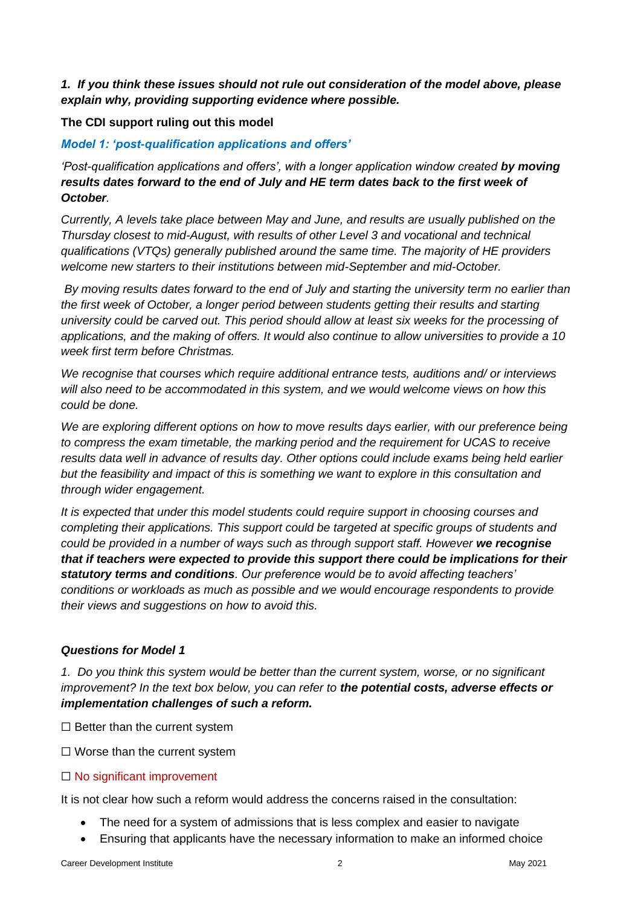***1. If you think these issues should not rule out consideration of the model above, please explain why, providing supporting evidence where possible.***

**The CDI support ruling out this model**

***Model 1: 'post-qualification applications and offers'***

*'Post-qualification applications and offers', with a longer application window created* ***by moving results dates forward to the end of July and HE term dates back to the first week of October****.*

*Currently, A levels take place between May and June, and results are usually published on the Thursday closest to mid-August, with results of other Level 3 and vocational and technical qualifications (VTQs) generally published around the same time. The majority of HE providers welcome new starters to their institutions between mid-September and mid-October.*

*By moving results dates forward to the end of July and starting the university term no earlier than the first week of October, a longer period between students getting their results and starting university could be carved out. This period should allow at least six weeks for the processing of applications, and the making of offers. It would also continue to allow universities to provide a 10 week first term before Christmas.*

*We recognise that courses which require additional entrance tests, auditions and/ or interviews will also need to be accommodated in this system, and we would welcome views on how this could be done.*

*We are exploring different options on how to move results days earlier, with our preference being to compress the exam timetable, the marking period and the requirement for UCAS to receive results data well in advance of results day. Other options could include exams being held earlier but the feasibility and impact of this is something we want to explore in this consultation and through wider engagement.*

*It is expected that under this model students could require support in choosing courses and completing their applications. This support could be targeted at specific groups of students and could be provided in a number of ways such as through support staff. However* ***we recognise that if teachers were expected to provide this support there could be implications for their statutory terms and conditions****. Our preference would be to avoid affecting teachers' conditions or workloads as much as possible and we would encourage respondents to provide their views and suggestions on how to avoid this.*

***Questions for Model 1***

*1. Do you think this system would be better than the current system, worse, or no significant improvement? In the text box below, you can refer to* ***the potential costs, adverse effects or implementation challenges of such a reform.***

☐ Better than the current system

☐ Worse than the current system

☐ No significant improvement

It is not clear how such a reform would address the concerns raised in the consultation:

- The need for a system of admissions that is less complex and easier to navigate
- Ensuring that applicants have the necessary information to make an informed choice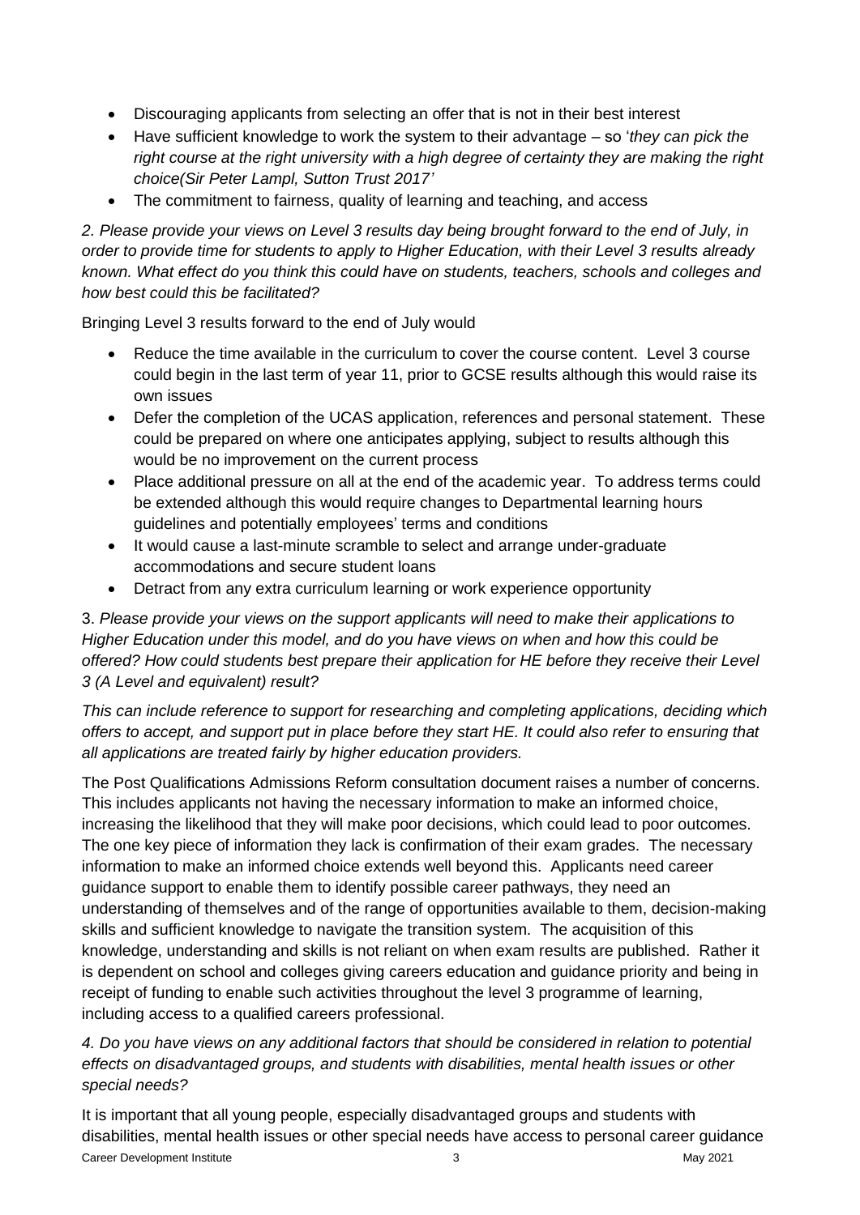- Discouraging applicants from selecting an offer that is not in their best interest
- Have sufficient knowledge to work the system to their advantage – so '*they can pick the right course at the right university with a high degree of certainty they are making the right choice(Sir Peter Lampl, Sutton Trust 2017'*
- The commitment to fairness, quality of learning and teaching, and access

*2. Please provide your views on Level 3 results day being brought forward to the end of July, in order to provide time for students to apply to Higher Education, with their Level 3 results already known. What effect do you think this could have on students, teachers, schools and colleges and how best could this be facilitated?*

Bringing Level 3 results forward to the end of July would

- Reduce the time available in the curriculum to cover the course content. Level 3 course could begin in the last term of year 11, prior to GCSE results although this would raise its own issues
- Defer the completion of the UCAS application, references and personal statement. These could be prepared on where one anticipates applying, subject to results although this would be no improvement on the current process
- Place additional pressure on all at the end of the academic year. To address terms could be extended although this would require changes to Departmental learning hours guidelines and potentially employees' terms and conditions
- It would cause a last-minute scramble to select and arrange under-graduate accommodations and secure student loans
- Detract from any extra curriculum learning or work experience opportunity

3. *Please provide your views on the support applicants will need to make their applications to Higher Education under this model, and do you have views on when and how this could be offered? How could students best prepare their application for HE before they receive their Level 3 (A Level and equivalent) result?*

*This can include reference to support for researching and completing applications, deciding which offers to accept, and support put in place before they start HE. It could also refer to ensuring that all applications are treated fairly by higher education providers.*

The Post Qualifications Admissions Reform consultation document raises a number of concerns. This includes applicants not having the necessary information to make an informed choice, increasing the likelihood that they will make poor decisions, which could lead to poor outcomes. The one key piece of information they lack is confirmation of their exam grades. The necessary information to make an informed choice extends well beyond this. Applicants need career guidance support to enable them to identify possible career pathways, they need an understanding of themselves and of the range of opportunities available to them, decision-making skills and sufficient knowledge to navigate the transition system. The acquisition of this knowledge, understanding and skills is not reliant on when exam results are published. Rather it is dependent on school and colleges giving careers education and guidance priority and being in receipt of funding to enable such activities throughout the level 3 programme of learning, including access to a qualified careers professional.

*4. Do you have views on any additional factors that should be considered in relation to potential effects on disadvantaged groups, and students with disabilities, mental health issues or other special needs?*

It is important that all young people, especially disadvantaged groups and students with disabilities, mental health issues or other special needs have access to personal career guidance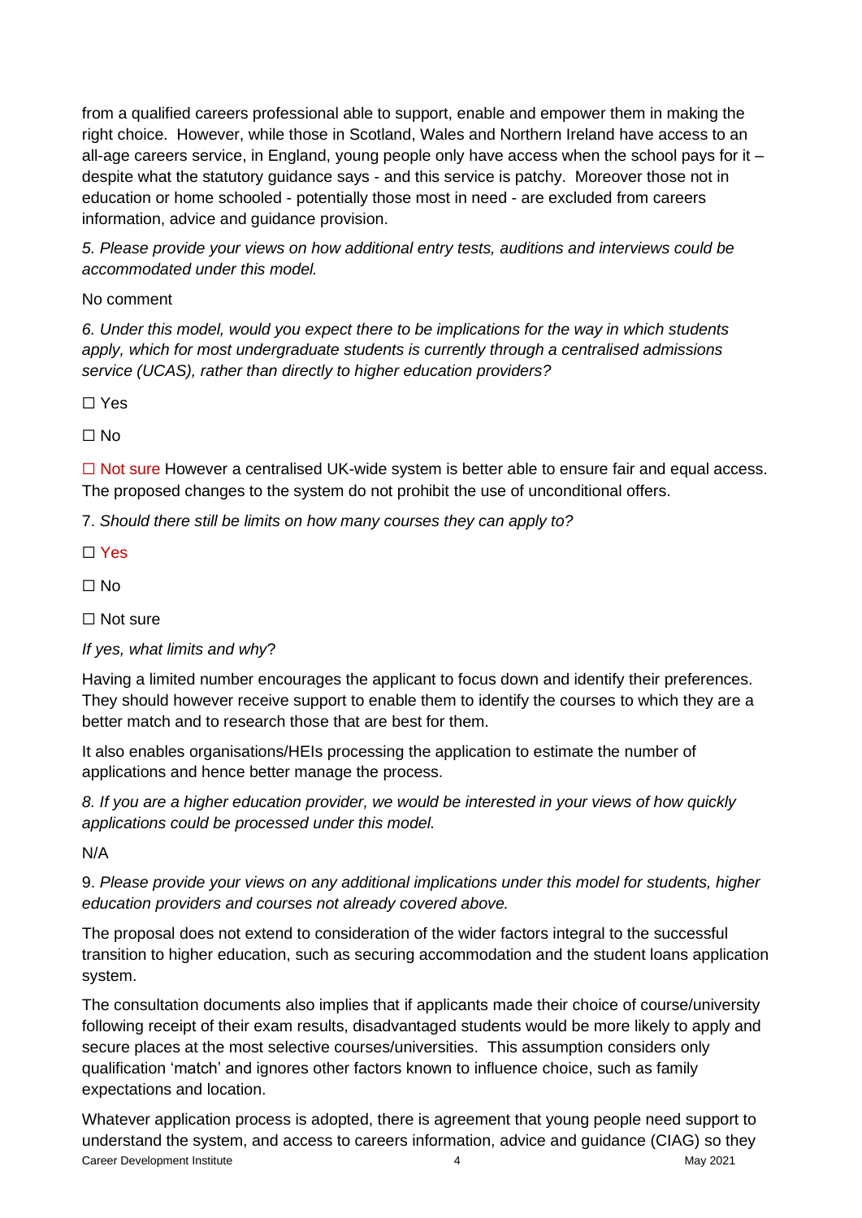from a qualified careers professional able to support, enable and empower them in making the right choice. However, while those in Scotland, Wales and Northern Ireland have access to an all-age careers service, in England, young people only have access when the school pays for it – despite what the statutory guidance says - and this service is patchy. Moreover those not in education or home schooled - potentially those most in need - are excluded from careers information, advice and guidance provision.

*5. Please provide your views on how additional entry tests, auditions and interviews could be accommodated under this model.*

No comment

*6. Under this model, would you expect there to be implications for the way in which students apply, which for most undergraduate students is currently through a centralised admissions service (UCAS), rather than directly to higher education providers?*

☐ Yes

☐ No

☐ Not sure However a centralised UK-wide system is better able to ensure fair and equal access. The proposed changes to the system do not prohibit the use of unconditional offers.

7. *Should there still be limits on how many courses they can apply to?*

☐ Yes

☐ No

☐ Not sure

*If yes, what limits and why*?

Having a limited number encourages the applicant to focus down and identify their preferences. They should however receive support to enable them to identify the courses to which they are a better match and to research those that are best for them.

It also enables organisations/HEIs processing the application to estimate the number of applications and hence better manage the process.

*8. If you are a higher education provider, we would be interested in your views of how quickly applications could be processed under this model.*

N/A

9. *Please provide your views on any additional implications under this model for students, higher education providers and courses not already covered above.*

The proposal does not extend to consideration of the wider factors integral to the successful transition to higher education, such as securing accommodation and the student loans application system.

The consultation documents also implies that if applicants made their choice of course/university following receipt of their exam results, disadvantaged students would be more likely to apply and secure places at the most selective courses/universities. This assumption considers only qualification 'match' and ignores other factors known to influence choice, such as family expectations and location.

Whatever application process is adopted, there is agreement that young people need support to understand the system, and access to careers information, advice and guidance (CIAG) so they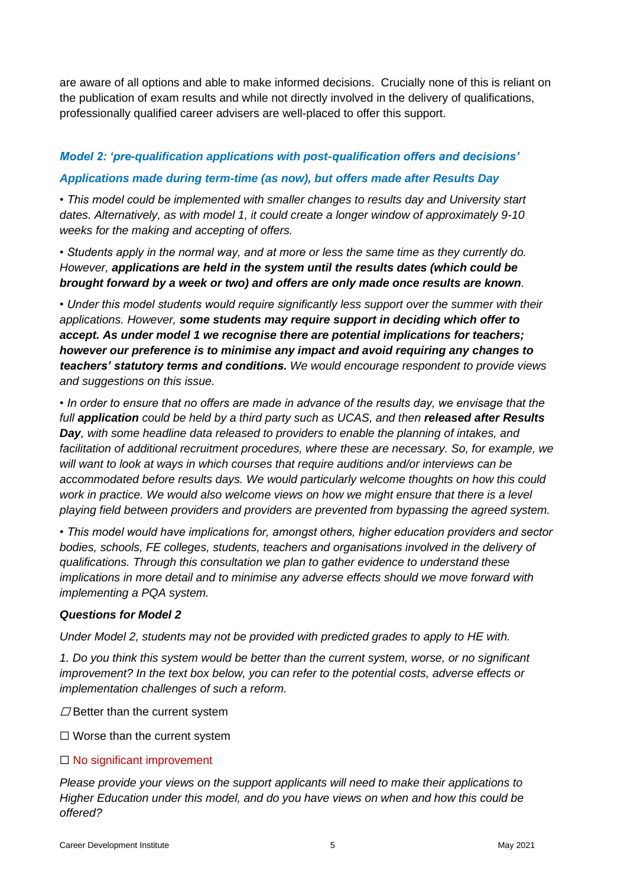are aware of all options and able to make informed decisions. Crucially none of this is reliant on the publication of exam results and while not directly involved in the delivery of qualifications, professionally qualified career advisers are well-placed to offer this support.

### *Model 2: 'pre-qualification applications with post-qualification offers and decisions'*

### *Applications made during term-time (as now), but offers made after Results Day*

*• This model could be implemented with smaller changes to results day and University start dates. Alternatively, as with model 1, it could create a longer window of approximately 9-10 weeks for the making and accepting of offers.*

*• Students apply in the normal way, and at more or less the same time as they currently do. However, **applications are held in the system until the results dates (which could be brought forward by a week or two) and offers are only made once results are known**.*

*• Under this model students would require significantly less support over the summer with their applications. However, **some students may require support in deciding which offer to accept. As under model 1 we recognise there are potential implications for teachers; however our preference is to minimise any impact and avoid requiring any changes to teachers' statutory terms and conditions.** We would encourage respondent to provide views and suggestions on this issue.*

*• In order to ensure that no offers are made in advance of the results day, we envisage that the full **application** could be held by a third party such as UCAS, and then **released after Results Day**, with some headline data released to providers to enable the planning of intakes, and facilitation of additional recruitment procedures, where these are necessary. So, for example, we will want to look at ways in which courses that require auditions and/or interviews can be accommodated before results days. We would particularly welcome thoughts on how this could work in practice. We would also welcome views on how we might ensure that there is a level playing field between providers and providers are prevented from bypassing the agreed system.*

*• This model would have implications for, amongst others, higher education providers and sector bodies, schools, FE colleges, students, teachers and organisations involved in the delivery of qualifications. Through this consultation we plan to gather evidence to understand these implications in more detail and to minimise any adverse effects should we move forward with implementing a PQA system.*

***Questions for Model 2***

*Under Model 2, students may not be provided with predicted grades to apply to HE with.*

*1. Do you think this system would be better than the current system, worse, or no significant improvement? In the text box below, you can refer to the potential costs, adverse effects or implementation challenges of such a reform.*

☐ Better than the current system

☐ Worse than the current system

☐ No significant improvement

*Please provide your views on the support applicants will need to make their applications to Higher Education under this model, and do you have views on when and how this could be offered?*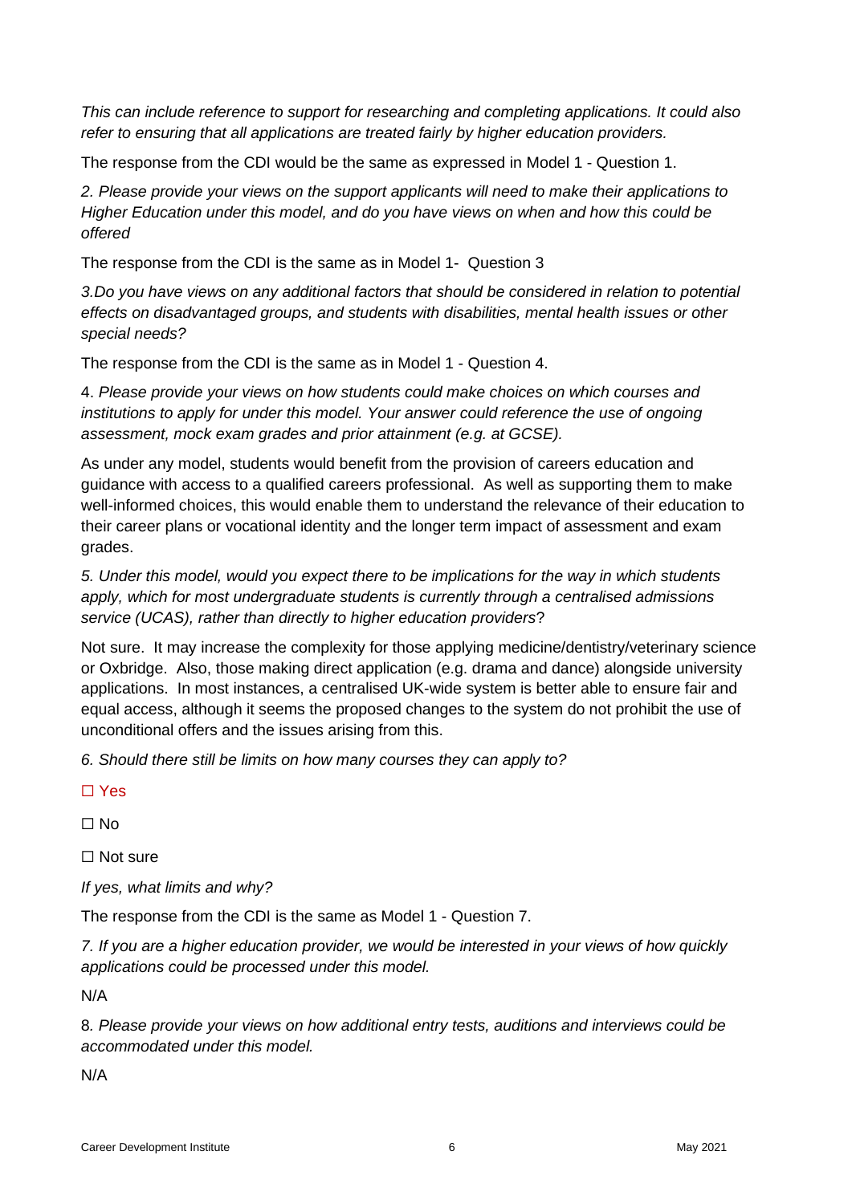*This can include reference to support for researching and completing applications. It could also refer to ensuring that all applications are treated fairly by higher education providers.*

The response from the CDI would be the same as expressed in Model 1 - Question 1.

*2. Please provide your views on the support applicants will need to make their applications to Higher Education under this model, and do you have views on when and how this could be offered*

The response from the CDI is the same as in Model 1- Question 3

*3.Do you have views on any additional factors that should be considered in relation to potential effects on disadvantaged groups, and students with disabilities, mental health issues or other special needs?*

The response from the CDI is the same as in Model 1 - Question 4.

4. *Please provide your views on how students could make choices on which courses and institutions to apply for under this model. Your answer could reference the use of ongoing assessment, mock exam grades and prior attainment (e.g. at GCSE).*

As under any model, students would benefit from the provision of careers education and guidance with access to a qualified careers professional. As well as supporting them to make well-informed choices, this would enable them to understand the relevance of their education to their career plans or vocational identity and the longer term impact of assessment and exam grades.

*5. Under this model, would you expect there to be implications for the way in which students apply, which for most undergraduate students is currently through a centralised admissions service (UCAS), rather than directly to higher education providers*?

Not sure. It may increase the complexity for those applying medicine/dentistry/veterinary science or Oxbridge. Also, those making direct application (e.g. drama and dance) alongside university applications. In most instances, a centralised UK-wide system is better able to ensure fair and equal access, although it seems the proposed changes to the system do not prohibit the use of unconditional offers and the issues arising from this.

*6. Should there still be limits on how many courses they can apply to?*

☐ Yes

☐ No

☐ Not sure

*If yes, what limits and why?*

The response from the CDI is the same as Model 1 - Question 7.

*7. If you are a higher education provider, we would be interested in your views of how quickly applications could be processed under this model.*

N/A

8*. Please provide your views on how additional entry tests, auditions and interviews could be accommodated under this model.*

N/A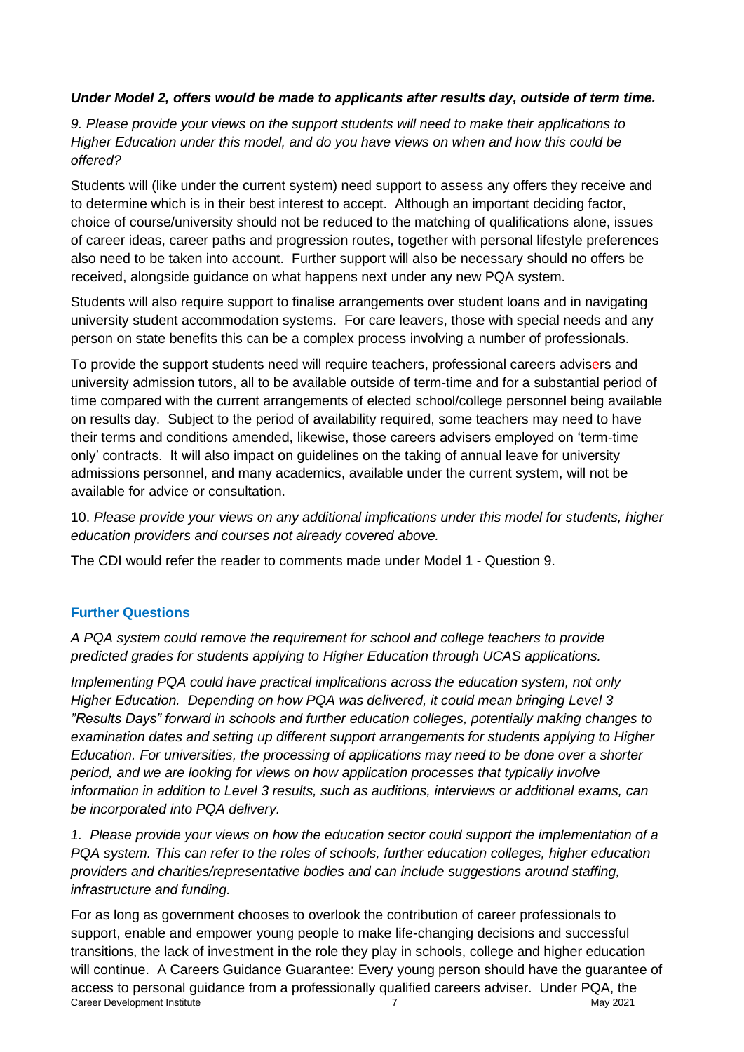***Under Model 2, offers would be made to applicants after results day, outside of term time.***

*9. Please provide your views on the support students will need to make their applications to Higher Education under this model, and do you have views on when and how this could be offered?*

Students will (like under the current system) need support to assess any offers they receive and to determine which is in their best interest to accept. Although an important deciding factor, choice of course/university should not be reduced to the matching of qualifications alone, issues of career ideas, career paths and progression routes, together with personal lifestyle preferences also need to be taken into account. Further support will also be necessary should no offers be received, alongside guidance on what happens next under any new PQA system.

Students will also require support to finalise arrangements over student loans and in navigating university student accommodation systems. For care leavers, those with special needs and any person on state benefits this can be a complex process involving a number of professionals.

To provide the support students need will require teachers, professional careers advisers and university admission tutors, all to be available outside of term-time and for a substantial period of time compared with the current arrangements of elected school/college personnel being available on results day. Subject to the period of availability required, some teachers may need to have their terms and conditions amended, likewise, those careers advisers employed on 'term-time only' contracts. It will also impact on guidelines on the taking of annual leave for university admissions personnel, and many academics, available under the current system, will not be available for advice or consultation.

10. *Please provide your views on any additional implications under this model for students, higher education providers and courses not already covered above.*

The CDI would refer the reader to comments made under Model 1 - Question 9.

## Further Questions

*A PQA system could remove the requirement for school and college teachers to provide predicted grades for students applying to Higher Education through UCAS applications.*

*Implementing PQA could have practical implications across the education system, not only Higher Education. Depending on how PQA was delivered, it could mean bringing Level 3 "Results Days" forward in schools and further education colleges, potentially making changes to examination dates and setting up different support arrangements for students applying to Higher Education. For universities, the processing of applications may need to be done over a shorter period, and we are looking for views on how application processes that typically involve information in addition to Level 3 results, such as auditions, interviews or additional exams, can be incorporated into PQA delivery.*

*1. Please provide your views on how the education sector could support the implementation of a PQA system. This can refer to the roles of schools, further education colleges, higher education providers and charities/representative bodies and can include suggestions around staffing, infrastructure and funding.*

For as long as government chooses to overlook the contribution of career professionals to support, enable and empower young people to make life-changing decisions and successful transitions, the lack of investment in the role they play in schools, college and higher education will continue. A Careers Guidance Guarantee: Every young person should have the guarantee of access to personal guidance from a professionally qualified careers adviser. Under PQA, the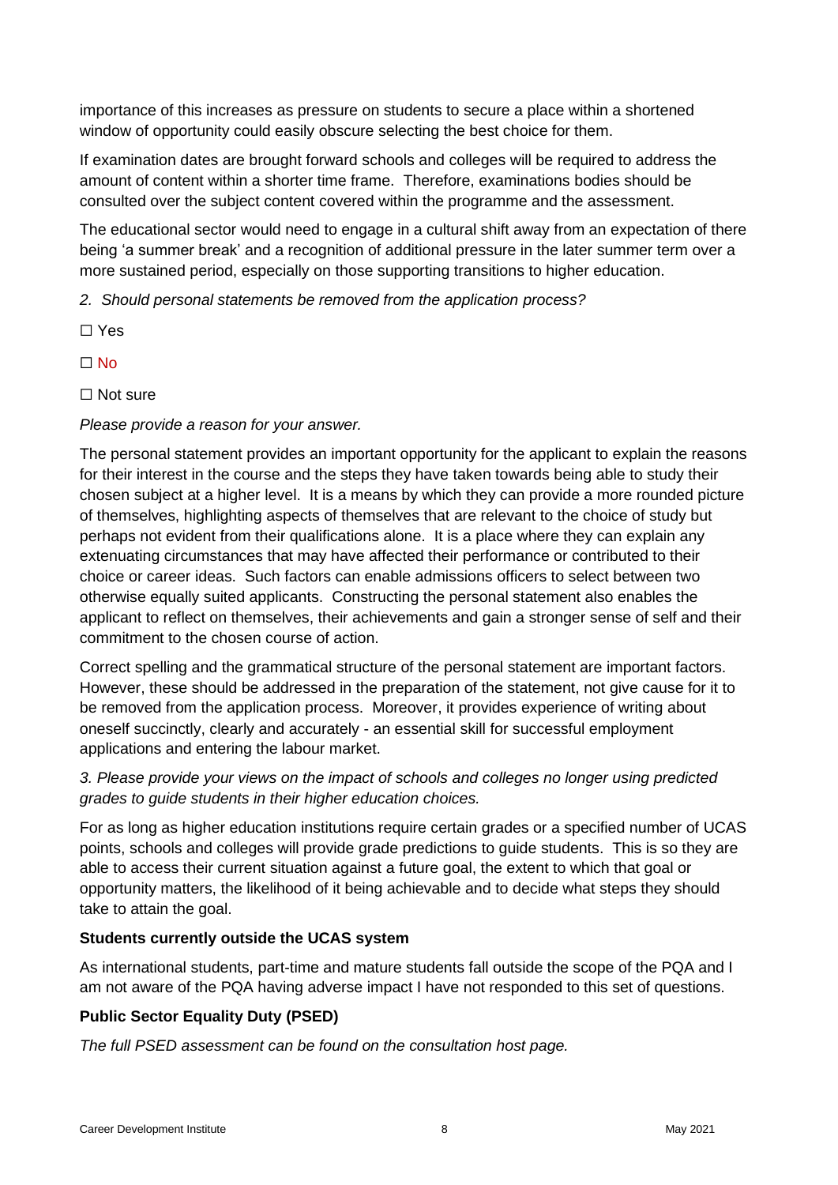importance of this increases as pressure on students to secure a place within a shortened window of opportunity could easily obscure selecting the best choice for them.

If examination dates are brought forward schools and colleges will be required to address the amount of content within a shorter time frame. Therefore, examinations bodies should be consulted over the subject content covered within the programme and the assessment.

The educational sector would need to engage in a cultural shift away from an expectation of there being 'a summer break' and a recognition of additional pressure in the later summer term over a more sustained period, especially on those supporting transitions to higher education.

*2. Should personal statements be removed from the application process?*

☐ Yes

☐ No

☐ Not sure

*Please provide a reason for your answer.*

The personal statement provides an important opportunity for the applicant to explain the reasons for their interest in the course and the steps they have taken towards being able to study their chosen subject at a higher level. It is a means by which they can provide a more rounded picture of themselves, highlighting aspects of themselves that are relevant to the choice of study but perhaps not evident from their qualifications alone. It is a place where they can explain any extenuating circumstances that may have affected their performance or contributed to their choice or career ideas. Such factors can enable admissions officers to select between two otherwise equally suited applicants. Constructing the personal statement also enables the applicant to reflect on themselves, their achievements and gain a stronger sense of self and their commitment to the chosen course of action.

Correct spelling and the grammatical structure of the personal statement are important factors. However, these should be addressed in the preparation of the statement, not give cause for it to be removed from the application process. Moreover, it provides experience of writing about oneself succinctly, clearly and accurately - an essential skill for successful employment applications and entering the labour market.

*3. Please provide your views on the impact of schools and colleges no longer using predicted grades to guide students in their higher education choices.*

For as long as higher education institutions require certain grades or a specified number of UCAS points, schools and colleges will provide grade predictions to guide students. This is so they are able to access their current situation against a future goal, the extent to which that goal or opportunity matters, the likelihood of it being achievable and to decide what steps they should take to attain the goal.

**Students currently outside the UCAS system**

As international students, part-time and mature students fall outside the scope of the PQA and I am not aware of the PQA having adverse impact I have not responded to this set of questions.

**Public Sector Equality Duty (PSED)**

*The full PSED assessment can be found on the consultation host page.*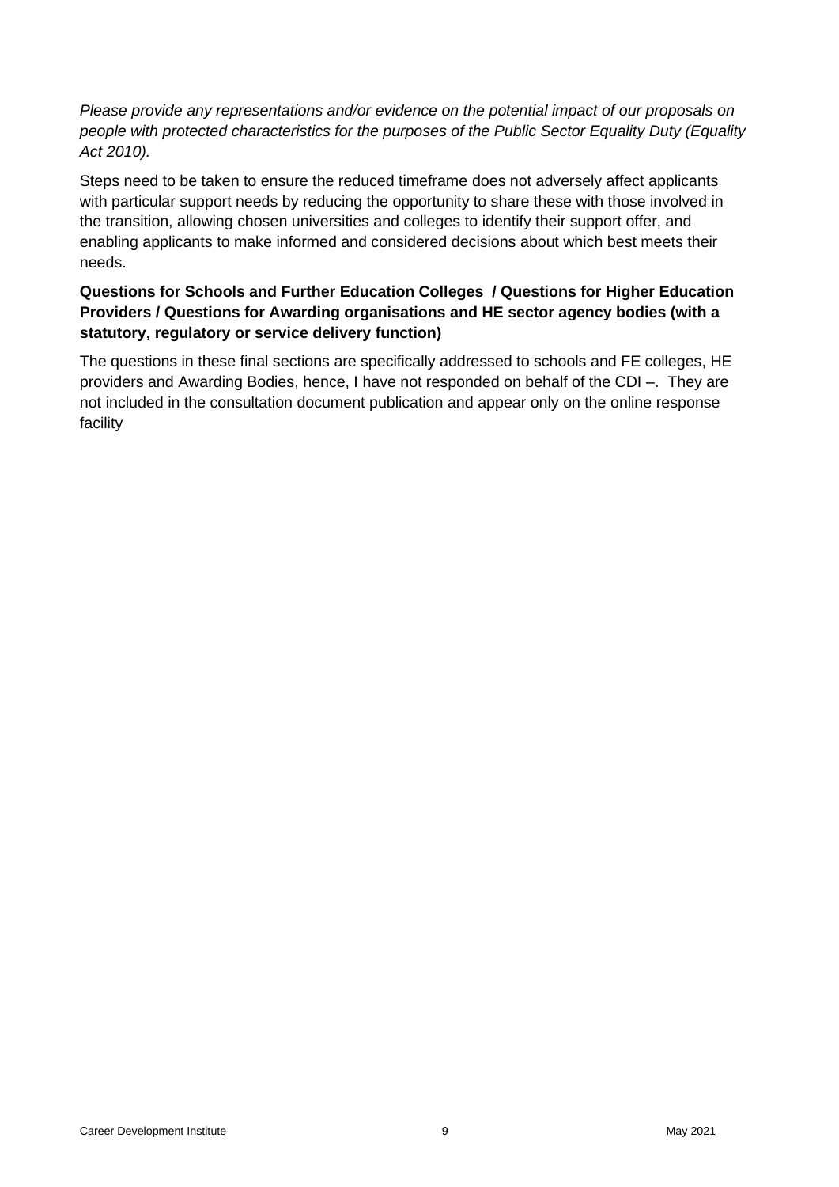*Please provide any representations and/or evidence on the potential impact of our proposals on people with protected characteristics for the purposes of the Public Sector Equality Duty (Equality Act 2010).*

Steps need to be taken to ensure the reduced timeframe does not adversely affect applicants with particular support needs by reducing the opportunity to share these with those involved in the transition, allowing chosen universities and colleges to identify their support offer, and enabling applicants to make informed and considered decisions about which best meets their needs.

**Questions for Schools and Further Education Colleges / Questions for Higher Education Providers / Questions for Awarding organisations and HE sector agency bodies (with a statutory, regulatory or service delivery function)**

The questions in these final sections are specifically addressed to schools and FE colleges, HE providers and Awarding Bodies, hence, I have not responded on behalf of the CDI –. They are not included in the consultation document publication and appear only on the online response facility